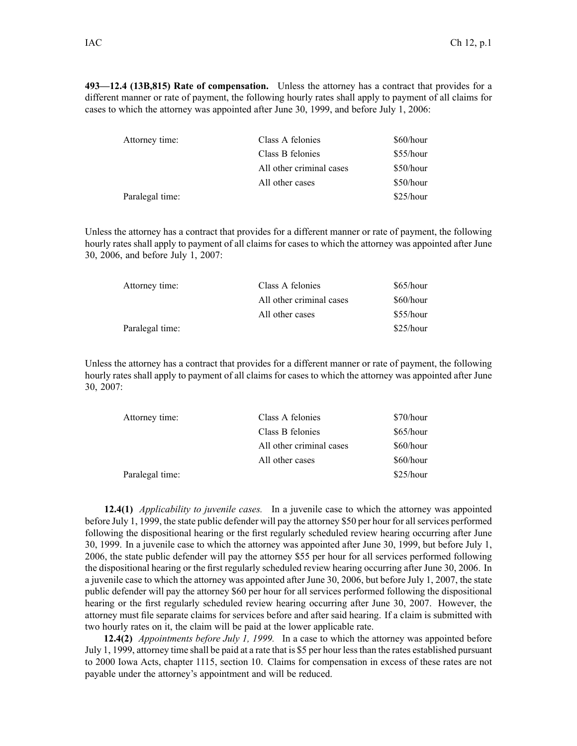**493—12.4 (13B,815) Rate of compensation.** Unless the attorney has a contract that provides for a different manner or rate of payment, the following hourly rates shall apply to payment of all claims for cases to which the attorney was appointed after June 30, 1999, and before July 1, 2006:

| | | |
|---|---|---|
| Attorney time: | Class A felonies | $60/hour |
| | Class B felonies | $55/hour |
| | All other criminal cases | $50/hour |
| | All other cases | $50/hour |
| Paralegal time: | | $25/hour |

Unless the attorney has a contract that provides for a different manner or rate of payment, the following hourly rates shall apply to payment of all claims for cases to which the attorney was appointed after June 30, 2006, and before July 1, 2007:

| | | |
|---|---|---|
| Attorney time: | Class A felonies | $65/hour |
| | All other criminal cases | $60/hour |
| | All other cases | $55/hour |
| Paralegal time: | | $25/hour |

Unless the attorney has a contract that provides for a different manner or rate of payment, the following hourly rates shall apply to payment of all claims for cases to which the attorney was appointed after June 30, 2007:

| | | |
|---|---|---|
| Attorney time: | Class A felonies | $70/hour |
| | Class B felonies | $65/hour |
| | All other criminal cases | $60/hour |
| | All other cases | $60/hour |
| Paralegal time: | | $25/hour |

**12.4(1)** *Applicability to juvenile cases.* In a juvenile case to which the attorney was appointed before July 1, 1999, the state public defender will pay the attorney $50 per hour for all services performed following the dispositional hearing or the first regularly scheduled review hearing occurring after June 30, 1999. In a juvenile case to which the attorney was appointed after June 30, 1999, but before July 1, 2006, the state public defender will pay the attorney $55 per hour for all services performed following the dispositional hearing or the first regularly scheduled review hearing occurring after June 30, 2006. In a juvenile case to which the attorney was appointed after June 30, 2006, but before July 1, 2007, the state public defender will pay the attorney $60 per hour for all services performed following the dispositional hearing or the first regularly scheduled review hearing occurring after June 30, 2007. However, the attorney must file separate claims for services before and after said hearing. If a claim is submitted with two hourly rates on it, the claim will be paid at the lower applicable rate.

**12.4(2)** *Appointments before July 1, 1999.* In a case to which the attorney was appointed before July 1, 1999, attorney time shall be paid at a rate that is $5 per hour less than the rates established pursuant to 2000 Iowa Acts, chapter 1115, section 10. Claims for compensation in excess of these rates are not payable under the attorney's appointment and will be reduced.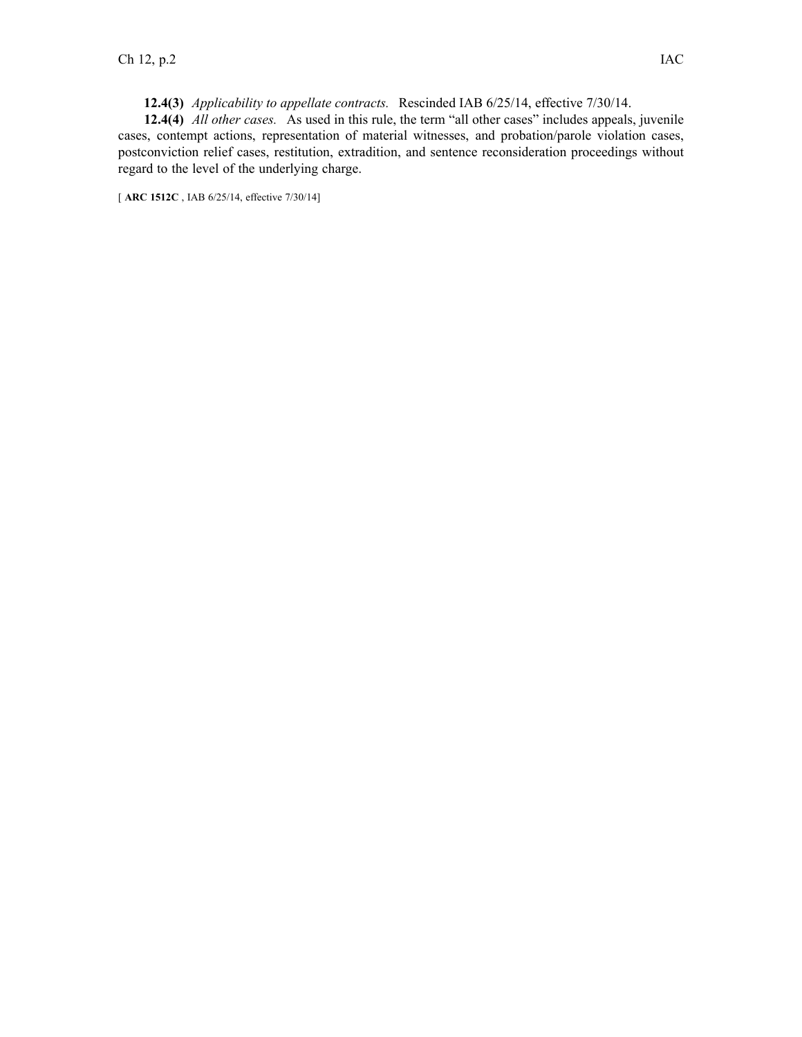**12.4(3)** *Applicability to appellate contracts.* Rescinded IAB 6/25/14, effective 7/30/14.

**12.4(4)** *All other cases.* As used in this rule, the term "all other cases" includes appeals, juvenile cases, contempt actions, representation of material witnesses, and probation/parole violation cases, postconviction relief cases, restitution, extradition, and sentence reconsideration proceedings without regard to the level of the underlying charge.

[ **ARC 1512C** , IAB 6/25/14, effective 7/30/14]